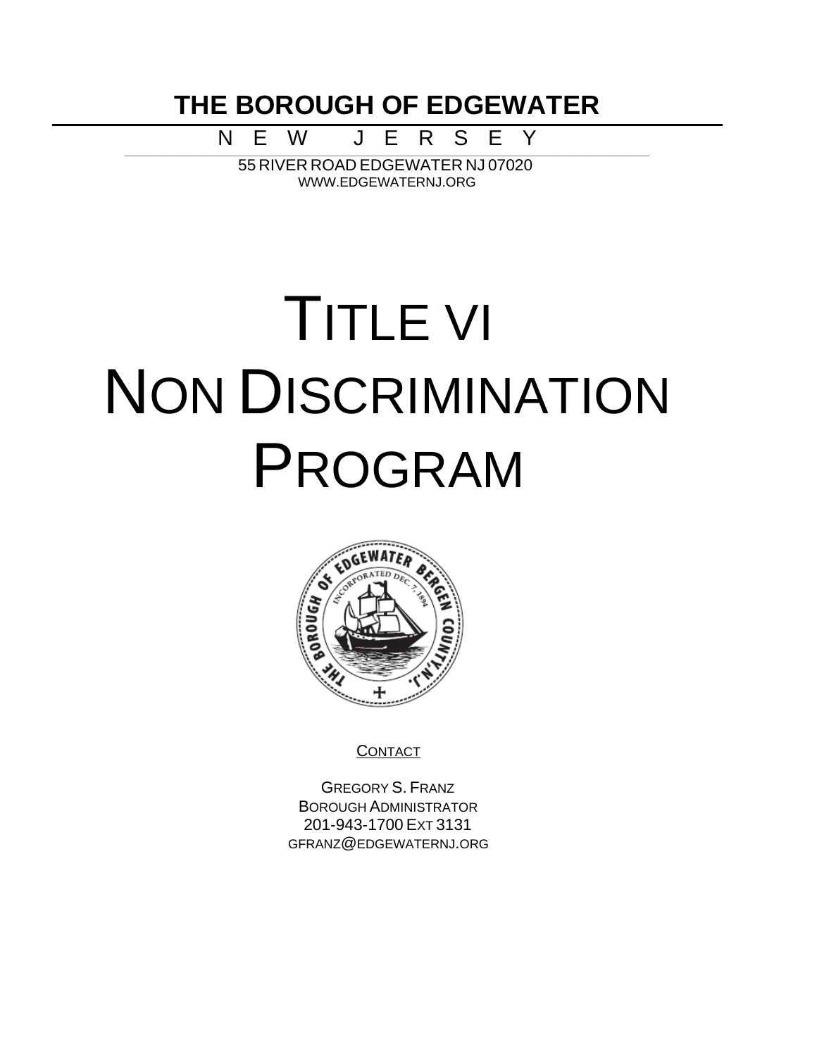# THE BOROUGH OF EDGEWATER

NEW JERSEY

55 RIVER ROAD EDGEWATER NJ 07020

WWW.EDGEWATERNJ.ORG

# TITLE VI NON DISCRIMINATION PROGRAM

CONTACT

GREGORY S. FRANZ
BOROUGH ADMINISTRATOR
201-943-1700 EXT 3131
GFRANZ@EDGEWATERNJ.ORG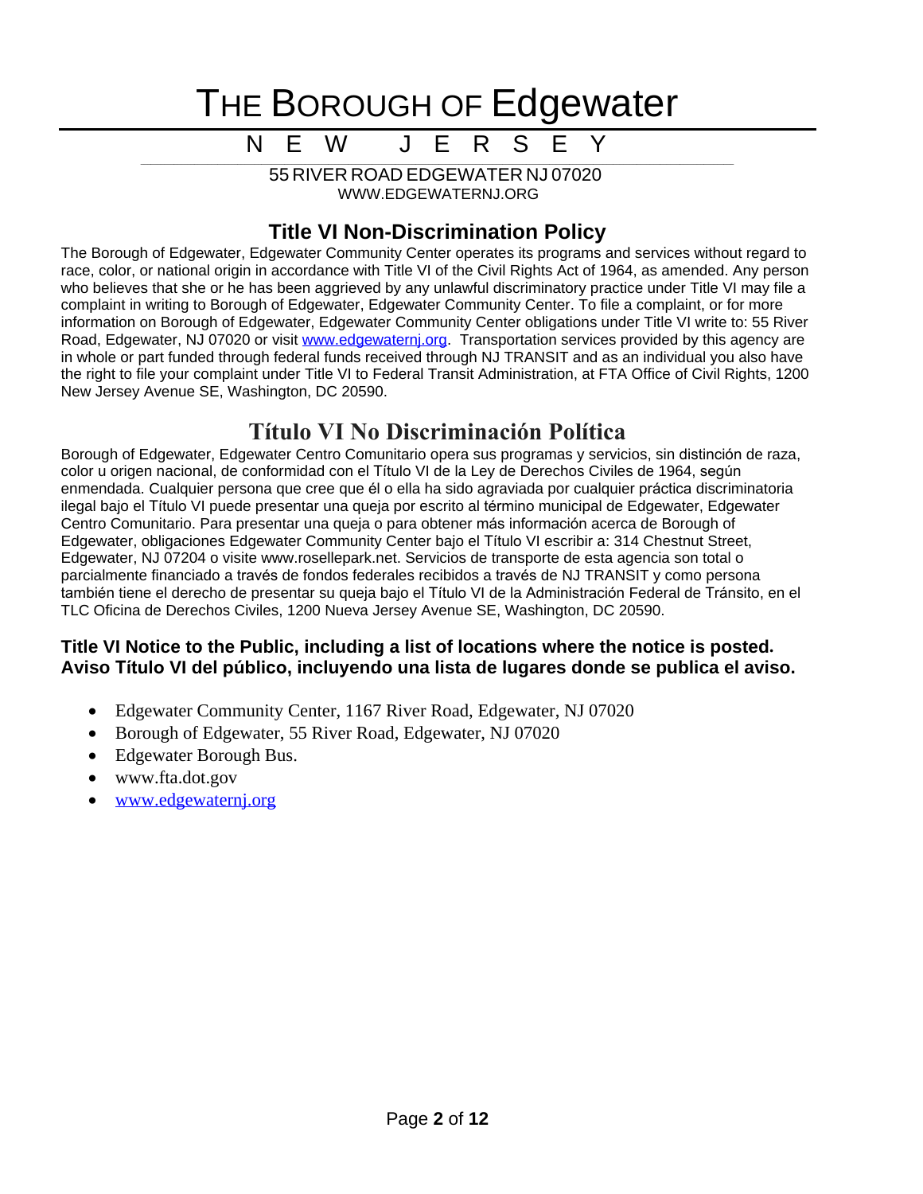# THE BOROUGH OF Edgewater

NEW JERSEY

55 RIVER ROAD EDGEWATER NJ 07020
WWW.EDGEWATERNJ.ORG

## Title VI Non-Discrimination Policy

The Borough of Edgewater, Edgewater Community Center operates its programs and services without regard to race, color, or national origin in accordance with Title VI of the Civil Rights Act of 1964, as amended. Any person who believes that she or he has been aggrieved by any unlawful discriminatory practice under Title VI may file a complaint in writing to Borough of Edgewater, Edgewater Community Center. To file a complaint, or for more information on Borough of Edgewater, Edgewater Community Center obligations under Title VI write to: 55 River Road, Edgewater, NJ 07020 or visit www.edgewaternj.org. Transportation services provided by this agency are in whole or part funded through federal funds received through NJ TRANSIT and as an individual you also have the right to file your complaint under Title VI to Federal Transit Administration, at FTA Office of Civil Rights, 1200 New Jersey Avenue SE, Washington, DC 20590.

## Título VI No Discriminación Política

Borough of Edgewater, Edgewater Centro Comunitario opera sus programas y servicios, sin distinción de raza, color u origen nacional, de conformidad con el Título VI de la Ley de Derechos Civiles de 1964, según enmendada. Cualquier persona que cree que él o ella ha sido agraviada por cualquier práctica discriminatoria ilegal bajo el Título VI puede presentar una queja por escrito al término municipal de Edgewater, Edgewater Centro Comunitario. Para presentar una queja o para obtener más información acerca de Borough of Edgewater, obligaciones Edgewater Community Center bajo el Título VI escribir a: 314 Chestnut Street, Edgewater, NJ 07204 o visite www.rosellepark.net. Servicios de transporte de esta agencia son total o parcialmente financiado a través de fondos federales recibidos a través de NJ TRANSIT y como persona también tiene el derecho de presentar su queja bajo el Título VI de la Administración Federal de Tránsito, en el TLC Oficina de Derechos Civiles, 1200 Nueva Jersey Avenue SE, Washington, DC 20590.

**Title VI Notice to the Public, including a list of locations where the notice is posted.**
**Aviso Título VI del público, incluyendo una lista de lugares donde se publica el aviso.**

- Edgewater Community Center, 1167 River Road, Edgewater, NJ 07020
- Borough of Edgewater, 55 River Road, Edgewater, NJ 07020
- Edgewater Borough Bus.
- www.fta.dot.gov
- www.edgewaternj.org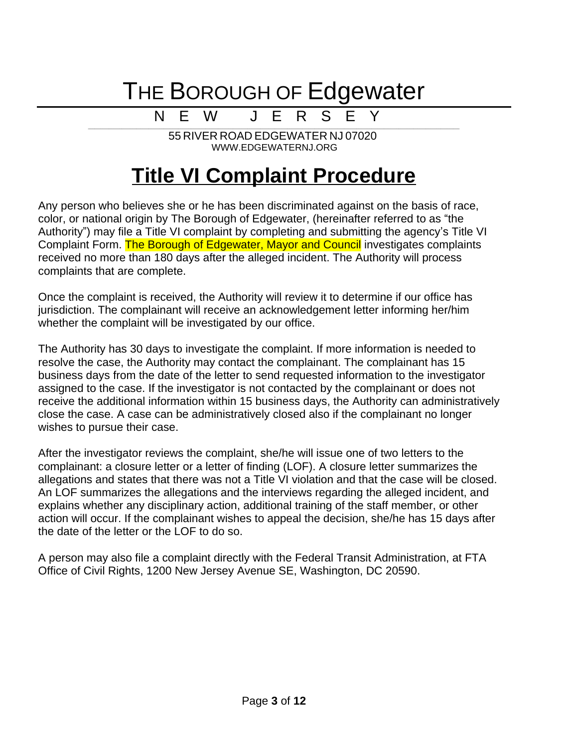# THE BOROUGH OF Edgewater

NEW JERSEY

55 RIVER ROAD EDGEWATER NJ 07020
WWW.EDGEWATERNJ.ORG

## Title VI Complaint Procedure

Any person who believes she or he has been discriminated against on the basis of race, color, or national origin by The Borough of Edgewater, (hereinafter referred to as "the Authority") may file a Title VI complaint by completing and submitting the agency's Title VI Complaint Form. The Borough of Edgewater, Mayor and Council investigates complaints received no more than 180 days after the alleged incident. The Authority will process complaints that are complete.

Once the complaint is received, the Authority will review it to determine if our office has jurisdiction. The complainant will receive an acknowledgement letter informing her/him whether the complaint will be investigated by our office.

The Authority has 30 days to investigate the complaint. If more information is needed to resolve the case, the Authority may contact the complainant. The complainant has 15 business days from the date of the letter to send requested information to the investigator assigned to the case. If the investigator is not contacted by the complainant or does not receive the additional information within 15 business days, the Authority can administratively close the case. A case can be administratively closed also if the complainant no longer wishes to pursue their case.

After the investigator reviews the complaint, she/he will issue one of two letters to the complainant: a closure letter or a letter of finding (LOF). A closure letter summarizes the allegations and states that there was not a Title VI violation and that the case will be closed. An LOF summarizes the allegations and the interviews regarding the alleged incident, and explains whether any disciplinary action, additional training of the staff member, or other action will occur. If the complainant wishes to appeal the decision, she/he has 15 days after the date of the letter or the LOF to do so.

A person may also file a complaint directly with the Federal Transit Administration, at FTA Office of Civil Rights, 1200 New Jersey Avenue SE, Washington, DC 20590.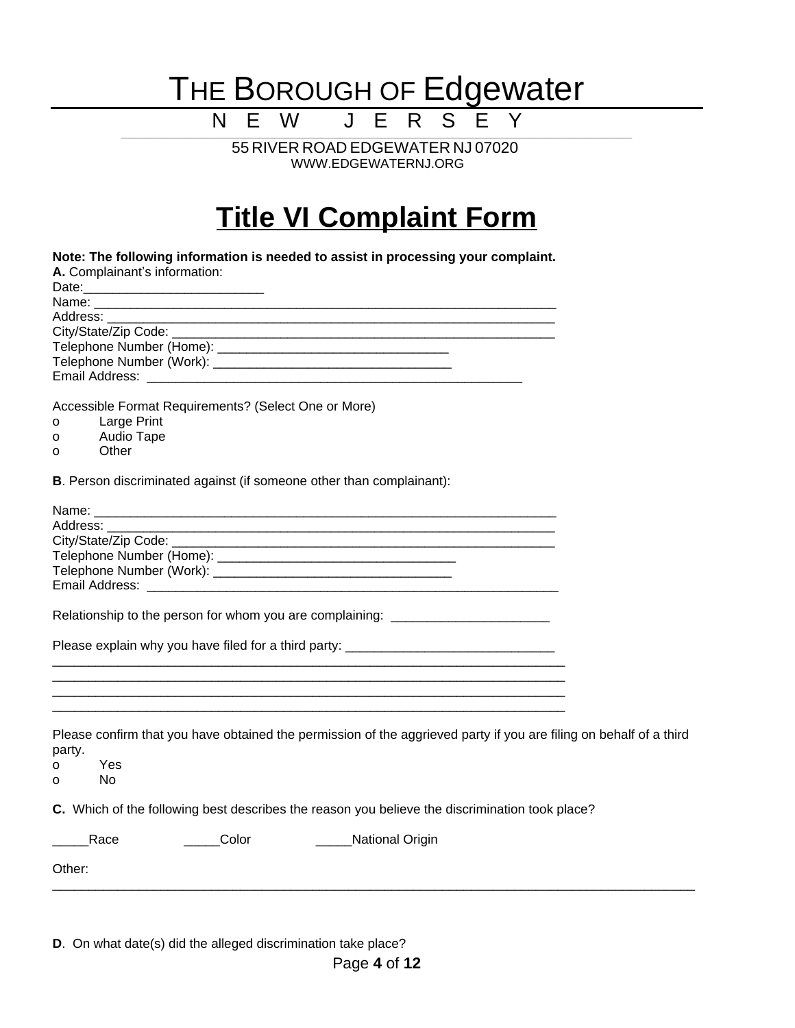# THE BOROUGH OF Edgewater

NEW JERSEY

55 RIVER ROAD EDGEWATER NJ 07020
WWW.EDGEWATERNJ.ORG

# Title VI Complaint Form

**Note: The following information is needed to assist in processing your complaint.**

**A.** Complainant's information:

Date:_________________________

Name: ___________________________________________________________________

Address: _________________________________________________________________

City/State/Zip Code: _______________________________________________________

Telephone Number (Home): ________________________________

Telephone Number (Work): _________________________________

Email Address: _____________________________________________________

Accessible Format Requirements? (Select One or More)

- o Large Print
- o Audio Tape
- o Other

**B**. Person discriminated against (if someone other than complainant):

Name: ___________________________________________________________________

Address: _________________________________________________________________

City/State/Zip Code: _______________________________________________________

Telephone Number (Home): _________________________________

Telephone Number (Work): _________________________________

Email Address: ___________________________________________________________

Relationship to the person for whom you are complaining: ______________________

Please explain why you have filed for a third party: _____________________________

___________________________________________________________________________

___________________________________________________________________________

___________________________________________________________________________

___________________________________________________________________________

Please confirm that you have obtained the permission of the aggrieved party if you are filing on behalf of a third party.

- o Yes
- o No

**C.** Which of the following best describes the reason you believe the discrimination took place?

_____Race _____Color _____National Origin

Other:
___________________________________________________________________________________________

**D**. On what date(s) did the alleged discrimination take place?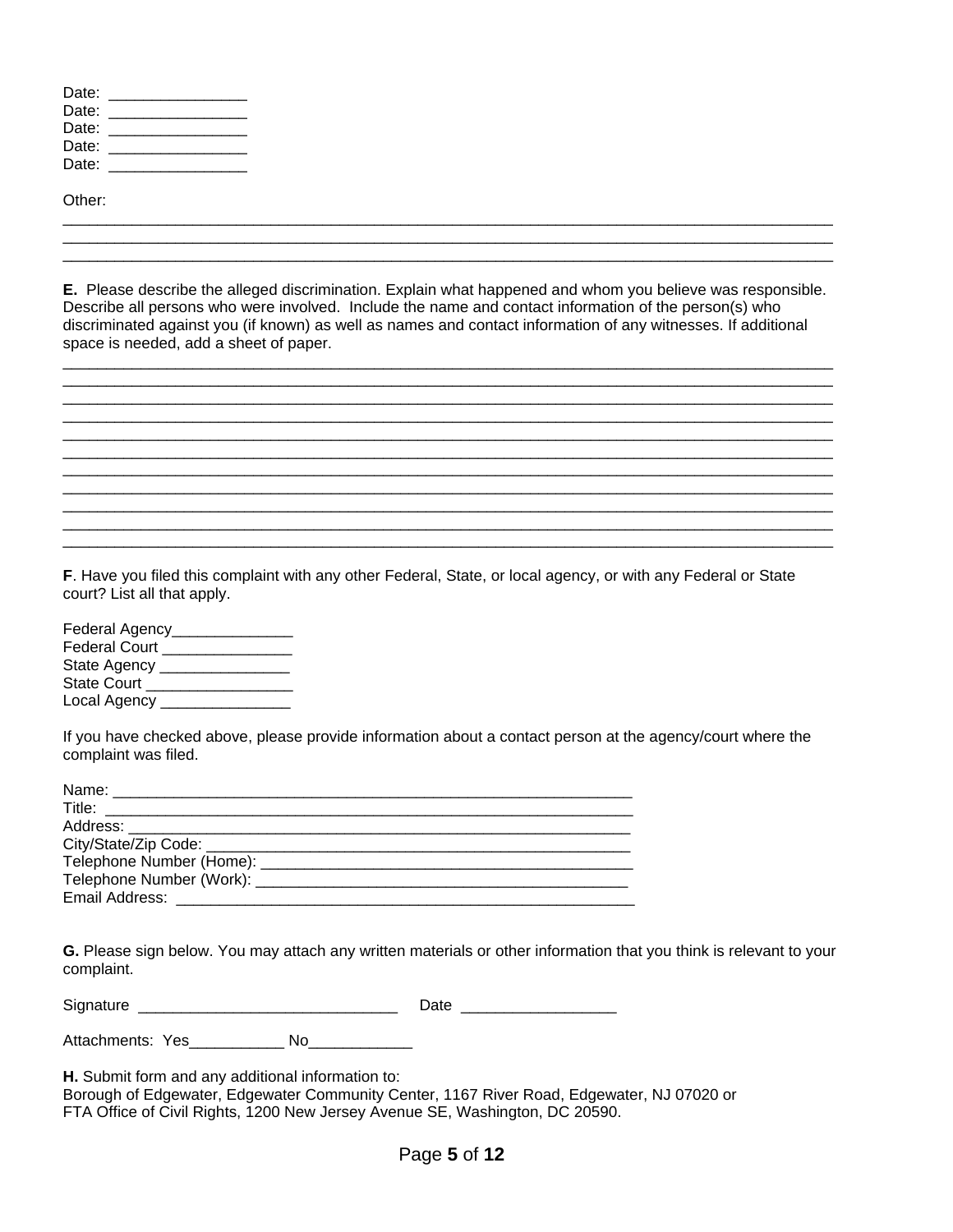Date: ________________
Date: ________________
Date: ________________
Date: ________________
Date: ________________

Other:
_______________________________________________________________________________________
_______________________________________________________________________________________
_______________________________________________________________________________________

**E.** Please describe the alleged discrimination. Explain what happened and whom you believe was responsible. Describe all persons who were involved. Include the name and contact information of the person(s) who discriminated against you (if known) as well as names and contact information of any witnesses. If additional space is needed, add a sheet of paper.

_______________________________________________________________________________________
_______________________________________________________________________________________
_______________________________________________________________________________________
_______________________________________________________________________________________
_______________________________________________________________________________________
_______________________________________________________________________________________
_______________________________________________________________________________________
_______________________________________________________________________________________
_______________________________________________________________________________________
_______________________________________________________________________________________
_______________________________________________________________________________________

**F**. Have you filed this complaint with any other Federal, State, or local agency, or with any Federal or State court? List all that apply.

Federal Agency______________
Federal Court _______________
State Agency _______________
State Court _________________
Local Agency _______________

If you have checked above, please provide information about a contact person at the agency/court where the complaint was filed.

Name: _______________________________________________________________
Title: ________________________________________________________________
Address: _____________________________________________________________
City/State/Zip Code: ____________________________________________________
Telephone Number (Home): _______________________________________________
Telephone Number (Work): _______________________________________________
Email Address: _________________________________________________________

**G.** Please sign below. You may attach any written materials or other information that you think is relevant to your complaint.

Signature ______________________________ Date __________________

Attachments: Yes___________ No____________

**H.** Submit form and any additional information to:
Borough of Edgewater, Edgewater Community Center, 1167 River Road, Edgewater, NJ 07020 or
FTA Office of Civil Rights, 1200 New Jersey Avenue SE, Washington, DC 20590.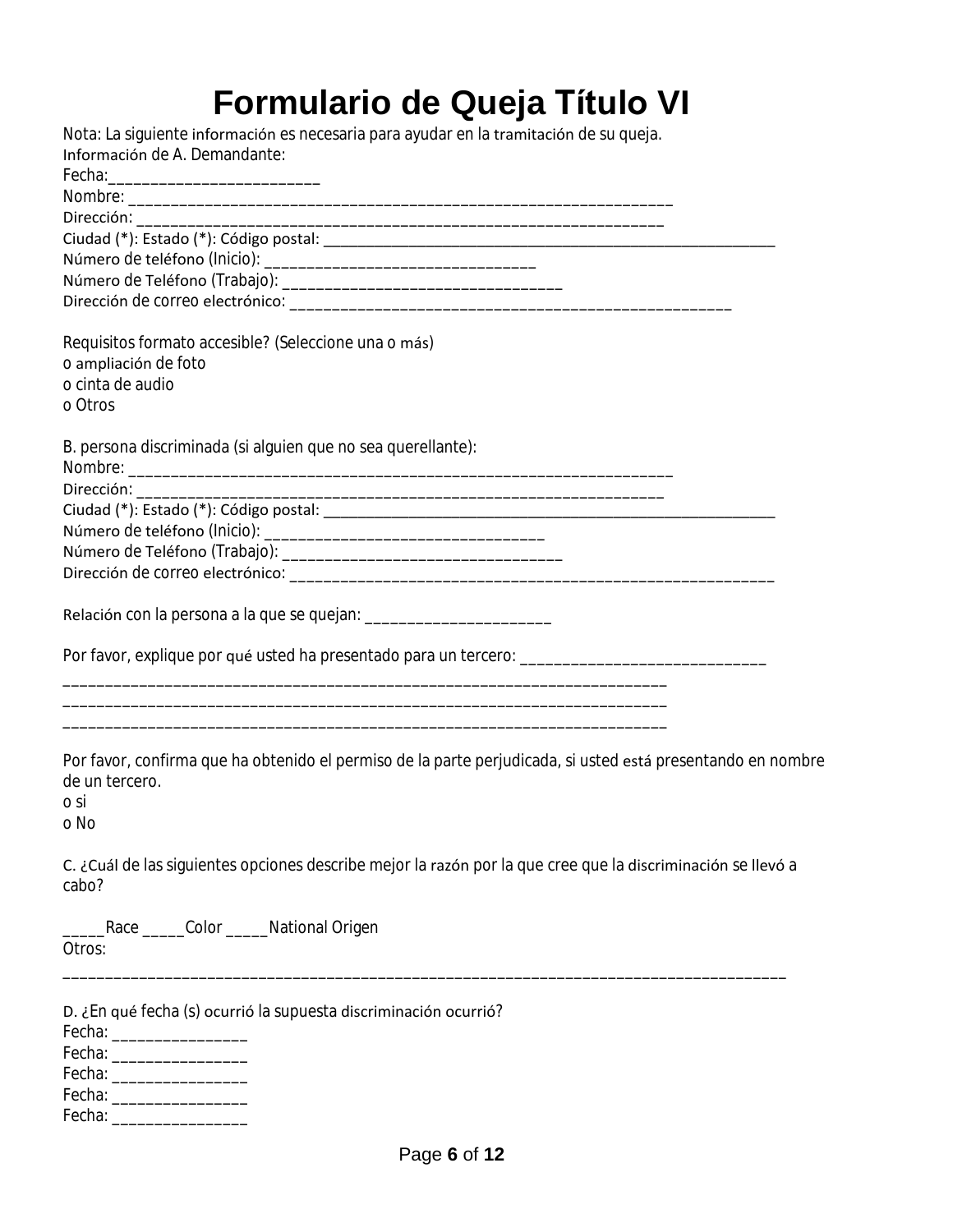# Formulario de Queja Título VI

Nota: La siguiente información es necesaria para ayudar en la tramitación de su queja.

Información de A. Demandante:

Fecha:_________________________

Nombre: _________________________________________________________________

Dirección: _______________________________________________________________

Ciudad (*): Estado (*): Código postal: _______________________________________________________

Número de teléfono (Inicio): _______________________________

Número de Teléfono (Trabajo): _______________________________

Dirección de correo electrónico: ____________________________________________________

Requisitos formato accesible? (Seleccione una o más)

o ampliación de foto

o cinta de audio

o Otros

B. persona discriminada (si alguien que no sea querellante):

Nombre: _________________________________________________________________

Dirección: _______________________________________________________________

Ciudad (*): Estado (*): Código postal: _______________________________________________________

Número de teléfono (Inicio): _______________________________

Número de Teléfono (Trabajo): _______________________________

Dirección de correo electrónico: _______________________________________________________

Relación con la persona a la que se quejan: ______________________

Por favor, explique por qué usted ha presentado para un tercero: _____________________________

_______________________________________________________________________

_______________________________________________________________________

_______________________________________________________________________

Por favor, confirma que ha obtenido el permiso de la parte perjudicada, si usted está presentando en nombre de un tercero.

o si

o No

C. ¿Cuál de las siguientes opciones describe mejor la razón por la que cree que la discriminación se llevó a cabo?

_____Race _____Color _____National Origen

Otros:

_____________________________________________________________________________________

D. ¿En qué fecha (s) ocurrió la supuesta discriminación ocurrió?

Fecha: ________________

Fecha: ________________

Fecha: ________________

Fecha: ________________

Fecha: ________________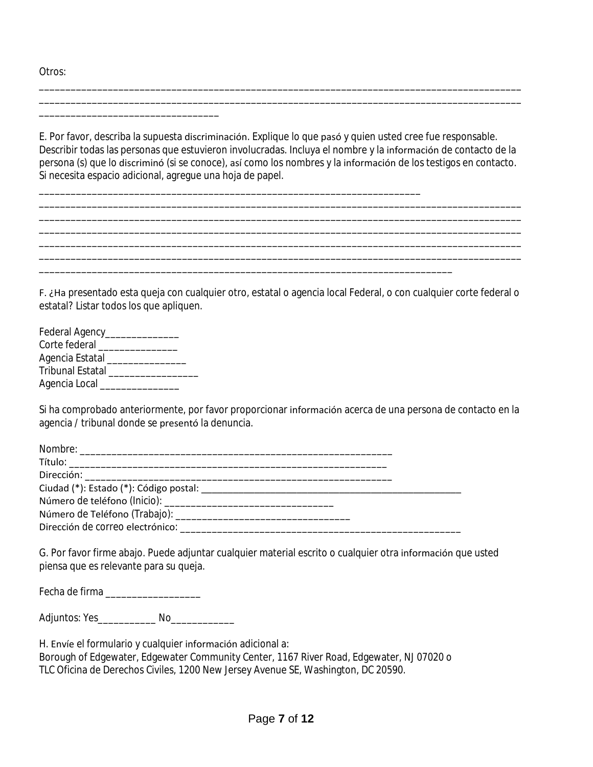Otros:

_____________________________________________________________________________________________
_____________________________________________________________________________________________
___________________________________

E. Por favor, describa la supuesta discriminación. Explique lo que pasó y quien usted cree fue responsable. Describir todas las personas que estuvieron involucradas. Incluya el nombre y la información de contacto de la persona (s) que lo discriminó (si se conoce), así como los nombres y la información de los testigos en contacto. Si necesita espacio adicional, agregue una hoja de papel.

__________________________________________________________________________
_____________________________________________________________________________________________
_____________________________________________________________________________________________
_____________________________________________________________________________________________
_____________________________________________________________________________________________
_____________________________________________________________________________________________
_________________________________________________________________________________

F. ¿Ha presentado esta queja con cualquier otro, estatal o agencia local Federal, o con cualquier corte federal o estatal? Listar todos los que apliquen.

Federal Agency______________
Corte federal _______________
Agencia Estatal _______________
Tribunal Estatal _________________
Agencia Local _______________

Si ha comprobado anteriormente, por favor proporcionar información acerca de una persona de contacto en la agencia / tribunal donde se presentó la denuncia.

Nombre: _____________________________________________________________
Título: ______________________________________________________________
Dirección: ___________________________________________________________
Ciudad (*): Estado (*): Código postal: ________________________________________________
Número de teléfono (Inicio): _______________________________
Número de Teléfono (Trabajo): _________________________________
Dirección de correo electrónico: ___________________________________________________

G. Por favor firme abajo. Puede adjuntar cualquier material escrito o cualquier otra información que usted piensa que es relevante para su queja.

Fecha de firma __________________

Adjuntos: Yes___________ No____________

H. Envíe el formulario y cualquier información adicional a:
Borough of Edgewater, Edgewater Community Center, 1167 River Road, Edgewater, NJ 07020 o
TLC Oficina de Derechos Civiles, 1200 New Jersey Avenue SE, Washington, DC 20590.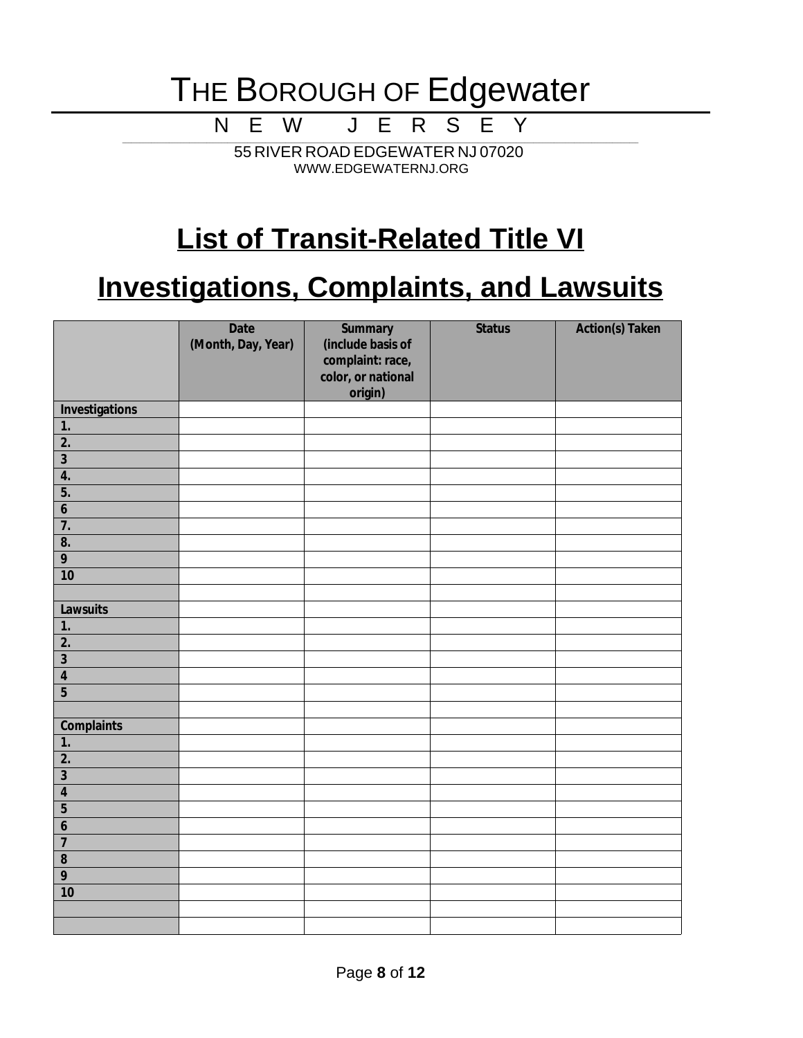# THE BOROUGH OF Edgewater

N E W J E R S E Y

55 RIVER ROAD EDGEWATER NJ 07020
WWW.EDGEWATERNJ.ORG

## List of Transit-Related Title VI

## Investigations, Complaints, and Lawsuits

| | Date (Month, Day, Year) | Summary (include basis of complaint: race, color, or national origin) | Status | Action(s) Taken |
|---|---|---|---|---|
| **Investigations** | | | | |
| 1. | | | | |
| 2. | | | | |
| 3 | | | | |
| 4. | | | | |
| 5. | | | | |
| 6 | | | | |
| 7. | | | | |
| 8. | | | | |
| 9 | | | | |
| 10 | | | | |
| | | | | |
| **Lawsuits** | | | | |
| 1. | | | | |
| 2. | | | | |
| 3 | | | | |
| 4 | | | | |
| 5 | | | | |
| | | | | |
| **Complaints** | | | | |
| 1. | | | | |
| 2. | | | | |
| 3 | | | | |
| 4 | | | | |
| 5 | | | | |
| 6 | | | | |
| 7 | | | | |
| 8 | | | | |
| 9 | | | | |
| 10 | | | | |
| | | | | |
| | | | | |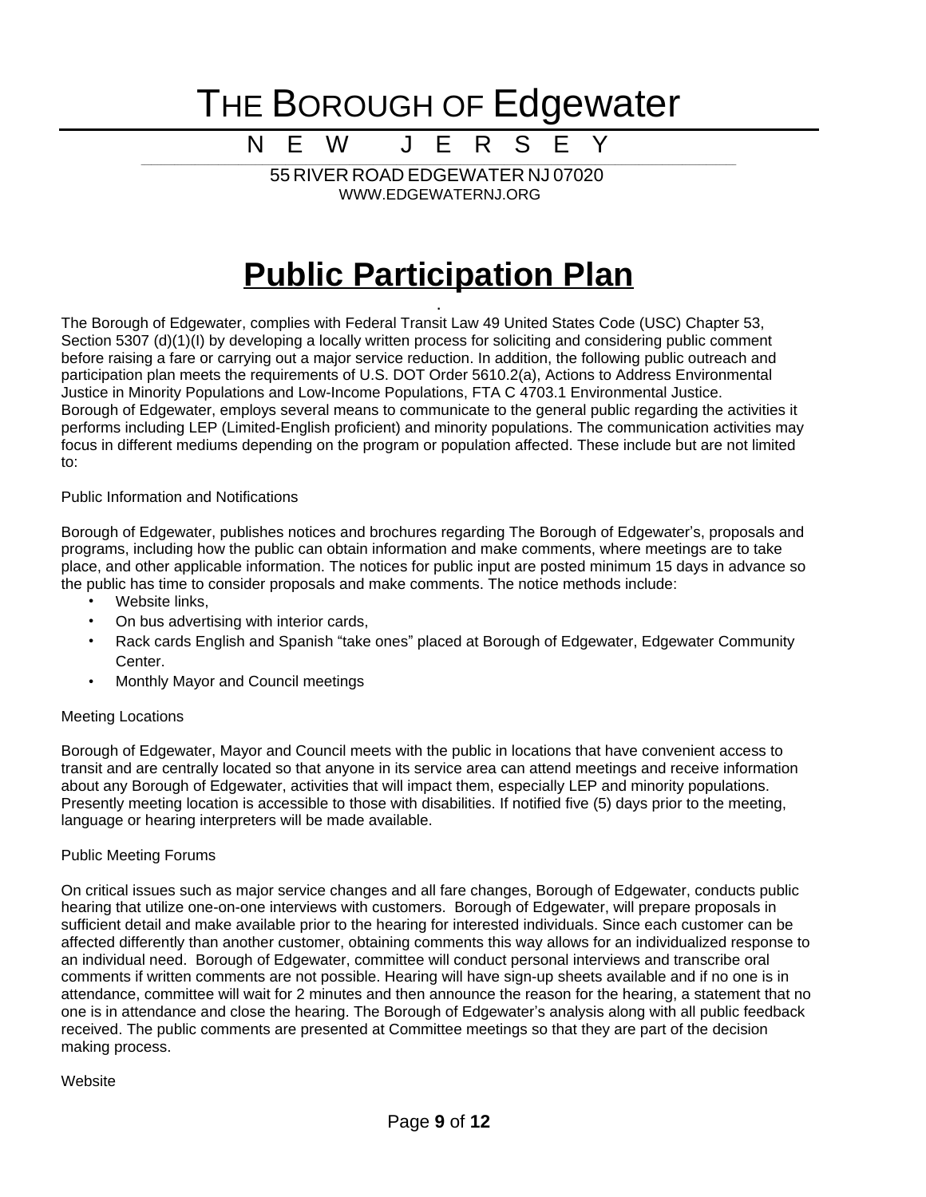# THE BOROUGH OF Edgewater

NEW JERSEY

55 RIVER ROAD EDGEWATER NJ 07020
WWW.EDGEWATERNJ.ORG

# Public Participation Plan

The Borough of Edgewater, complies with Federal Transit Law 49 United States Code (USC) Chapter 53, Section 5307 (d)(1)(I) by developing a locally written process for soliciting and considering public comment before raising a fare or carrying out a major service reduction. In addition, the following public outreach and participation plan meets the requirements of U.S. DOT Order 5610.2(a), Actions to Address Environmental Justice in Minority Populations and Low-Income Populations, FTA C 4703.1 Environmental Justice. Borough of Edgewater, employs several means to communicate to the general public regarding the activities it performs including LEP (Limited-English proficient) and minority populations. The communication activities may focus in different mediums depending on the program or population affected. These include but are not limited to:

Public Information and Notifications

Borough of Edgewater, publishes notices and brochures regarding The Borough of Edgewater's, proposals and programs, including how the public can obtain information and make comments, where meetings are to take place, and other applicable information. The notices for public input are posted minimum 15 days in advance so the public has time to consider proposals and make comments. The notice methods include:

- Website links,
- On bus advertising with interior cards,
- Rack cards English and Spanish "take ones" placed at Borough of Edgewater, Edgewater Community Center.
- Monthly Mayor and Council meetings

Meeting Locations

Borough of Edgewater, Mayor and Council meets with the public in locations that have convenient access to transit and are centrally located so that anyone in its service area can attend meetings and receive information about any Borough of Edgewater, activities that will impact them, especially LEP and minority populations. Presently meeting location is accessible to those with disabilities. If notified five (5) days prior to the meeting, language or hearing interpreters will be made available.

Public Meeting Forums

On critical issues such as major service changes and all fare changes, Borough of Edgewater, conducts public hearing that utilize one-on-one interviews with customers. Borough of Edgewater, will prepare proposals in sufficient detail and make available prior to the hearing for interested individuals. Since each customer can be affected differently than another customer, obtaining comments this way allows for an individualized response to an individual need. Borough of Edgewater, committee will conduct personal interviews and transcribe oral comments if written comments are not possible. Hearing will have sign-up sheets available and if no one is in attendance, committee will wait for 2 minutes and then announce the reason for the hearing, a statement that no one is in attendance and close the hearing. The Borough of Edgewater's analysis along with all public feedback received. The public comments are presented at Committee meetings so that they are part of the decision making process.

Website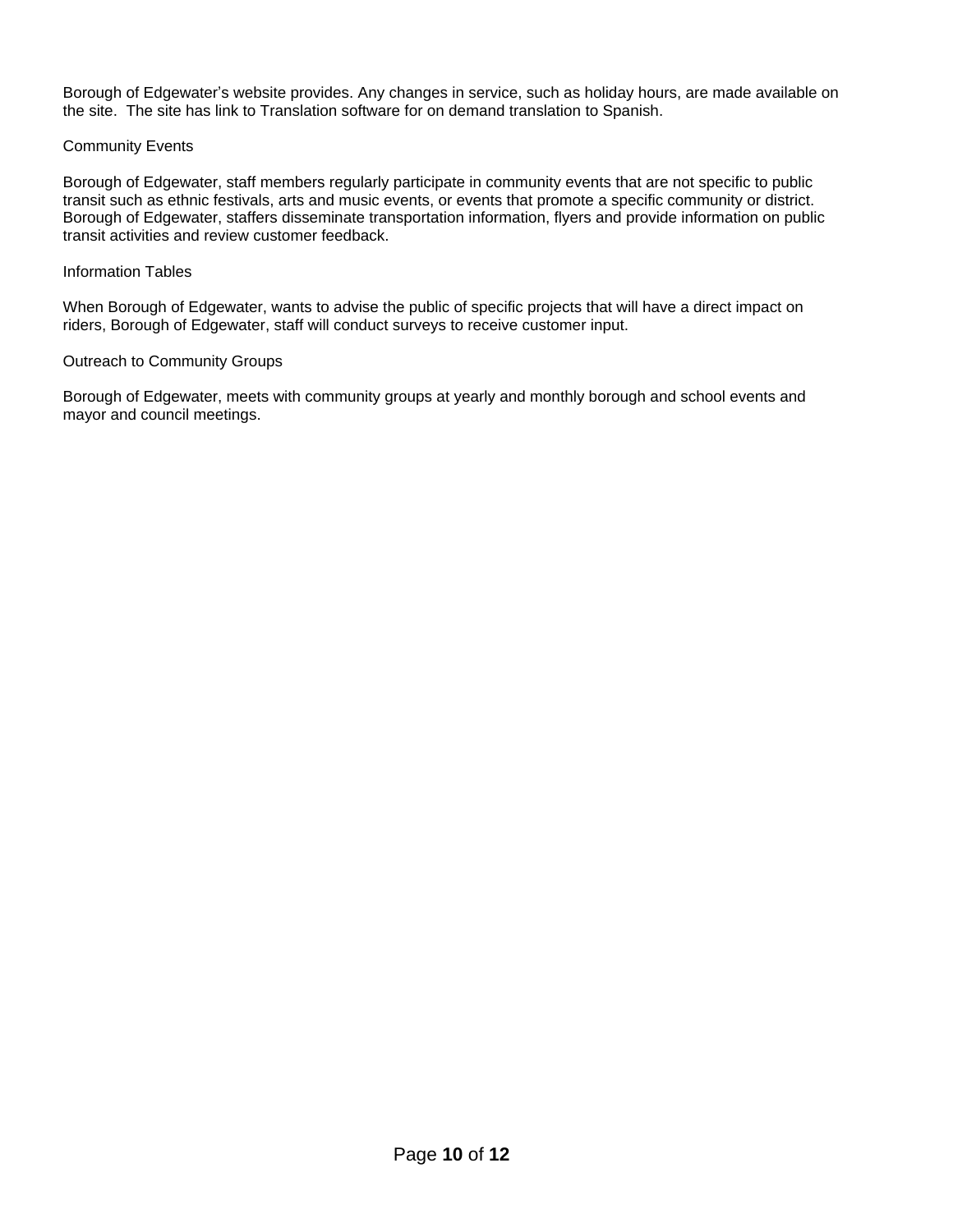Borough of Edgewater's website provides. Any changes in service, such as holiday hours, are made available on the site. The site has link to Translation software for on demand translation to Spanish.

Community Events

Borough of Edgewater, staff members regularly participate in community events that are not specific to public transit such as ethnic festivals, arts and music events, or events that promote a specific community or district. Borough of Edgewater, staffers disseminate transportation information, flyers and provide information on public transit activities and review customer feedback.

Information Tables

When Borough of Edgewater, wants to advise the public of specific projects that will have a direct impact on riders, Borough of Edgewater, staff will conduct surveys to receive customer input.

Outreach to Community Groups

Borough of Edgewater, meets with community groups at yearly and monthly borough and school events and mayor and council meetings.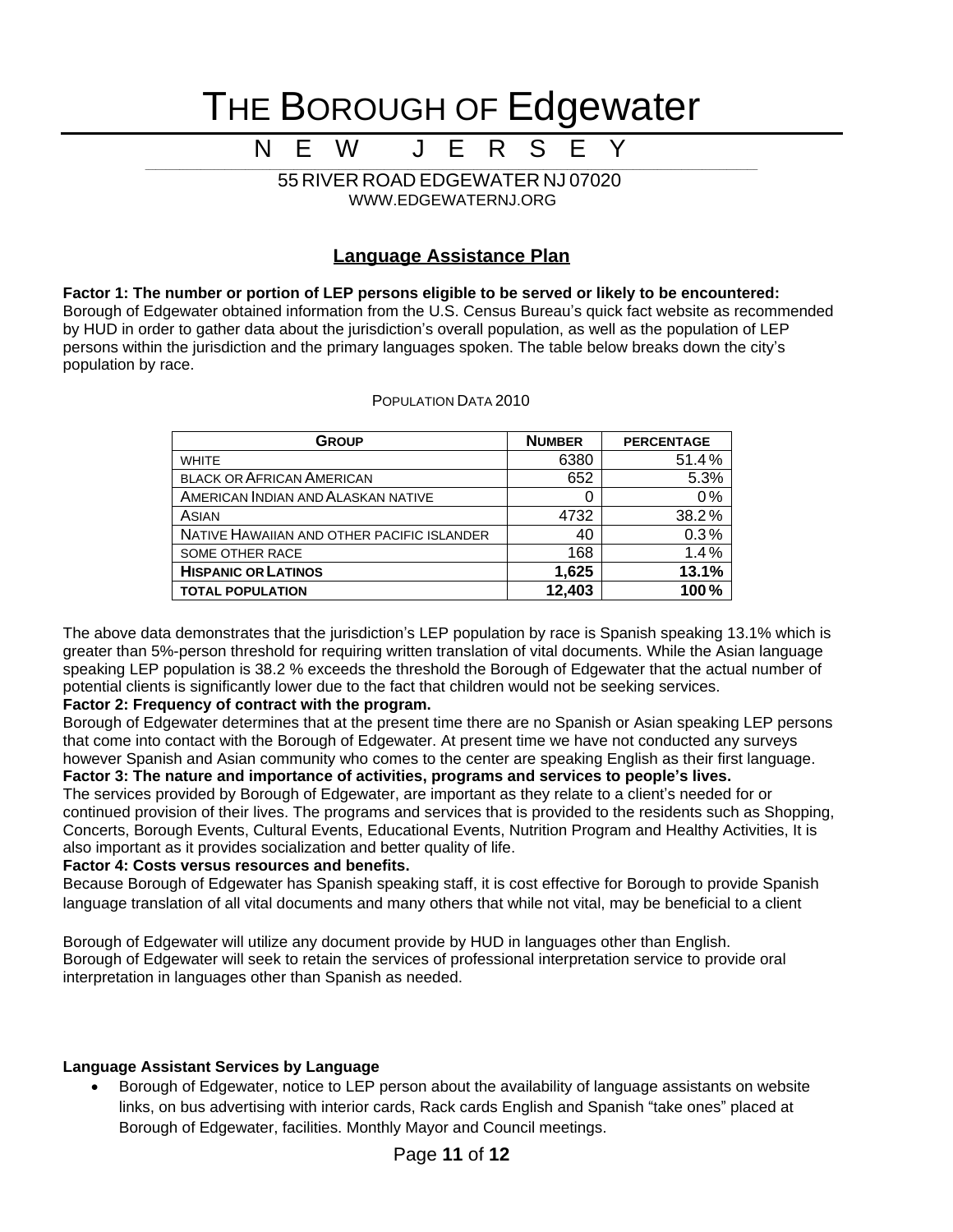# THE BOROUGH OF Edgewater

## NEW JERSEY

55 RIVER ROAD EDGEWATER NJ 07020
WWW.EDGEWATERNJ.ORG

## Language Assistance Plan

**Factor 1: The number or portion of LEP persons eligible to be served or likely to be encountered:** Borough of Edgewater obtained information from the U.S. Census Bureau's quick fact website as recommended by HUD in order to gather data about the jurisdiction's overall population, as well as the population of LEP persons within the jurisdiction and the primary languages spoken. The table below breaks down the city's population by race.

POPULATION DATA 2010

| GROUP | NUMBER | PERCENTAGE |
|---|---|---|
| WHITE | 6380 | 51.4 % |
| BLACK OR AFRICAN AMERICAN | 652 | 5.3% |
| AMERICAN INDIAN AND ALASKAN NATIVE | 0 | 0 % |
| ASIAN | 4732 | 38.2 % |
| NATIVE HAWAIIAN AND OTHER PACIFIC ISLANDER | 40 | 0.3 % |
| SOME OTHER RACE | 168 | 1.4 % |
| **HISPANIC OR LATINOS** | **1,625** | **13.1%** |
| **TOTAL POPULATION** | **12,403** | **100 %** |

The above data demonstrates that the jurisdiction's LEP population by race is Spanish speaking 13.1% which is greater than 5%-person threshold for requiring written translation of vital documents. While the Asian language speaking LEP population is 38.2 % exceeds the threshold the Borough of Edgewater that the actual number of potential clients is significantly lower due to the fact that children would not be seeking services.

**Factor 2: Frequency of contract with the program.**
Borough of Edgewater determines that at the present time there are no Spanish or Asian speaking LEP persons that come into contact with the Borough of Edgewater. At present time we have not conducted any surveys however Spanish and Asian community who comes to the center are speaking English as their first language.

**Factor 3: The nature and importance of activities, programs and services to people's lives.**
The services provided by Borough of Edgewater, are important as they relate to a client's needed for or continued provision of their lives. The programs and services that is provided to the residents such as Shopping, Concerts, Borough Events, Cultural Events, Educational Events, Nutrition Program and Healthy Activities, It is also important as it provides socialization and better quality of life.

**Factor 4: Costs versus resources and benefits.**
Because Borough of Edgewater has Spanish speaking staff, it is cost effective for Borough to provide Spanish language translation of all vital documents and many others that while not vital, may be beneficial to a client

Borough of Edgewater will utilize any document provide by HUD in languages other than English.
Borough of Edgewater will seek to retain the services of professional interpretation service to provide oral interpretation in languages other than Spanish as needed.

**Language Assistant Services by Language**

- Borough of Edgewater, notice to LEP person about the availability of language assistants on website links, on bus advertising with interior cards, Rack cards English and Spanish "take ones" placed at Borough of Edgewater, facilities. Monthly Mayor and Council meetings.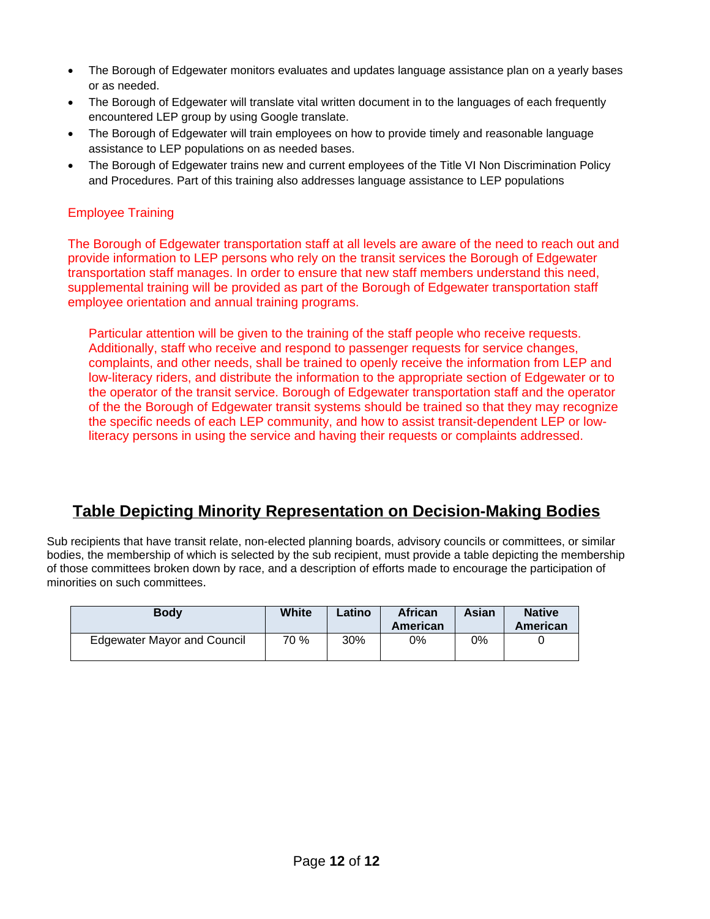- The Borough of Edgewater monitors evaluates and updates language assistance plan on a yearly bases or as needed.
- The Borough of Edgewater will translate vital written document in to the languages of each frequently encountered LEP group by using Google translate.
- The Borough of Edgewater will train employees on how to provide timely and reasonable language assistance to LEP populations on as needed bases.
- The Borough of Edgewater trains new and current employees of the Title VI Non Discrimination Policy and Procedures. Part of this training also addresses language assistance to LEP populations

### Employee Training

The Borough of Edgewater transportation staff at all levels are aware of the need to reach out and provide information to LEP persons who rely on the transit services the Borough of Edgewater transportation staff manages. In order to ensure that new staff members understand this need, supplemental training will be provided as part of the Borough of Edgewater transportation staff employee orientation and annual training programs.

Particular attention will be given to the training of the staff people who receive requests. Additionally, staff who receive and respond to passenger requests for service changes, complaints, and other needs, shall be trained to openly receive the information from LEP and low-literacy riders, and distribute the information to the appropriate section of Edgewater or to the operator of the transit service. Borough of Edgewater transportation staff and the operator of the the Borough of Edgewater transit systems should be trained so that they may recognize the specific needs of each LEP community, and how to assist transit-dependent LEP or low-literacy persons in using the service and having their requests or complaints addressed.

## Table Depicting Minority Representation on Decision-Making Bodies

Sub recipients that have transit relate, non-elected planning boards, advisory councils or committees, or similar bodies, the membership of which is selected by the sub recipient, must provide a table depicting the membership of those committees broken down by race, and a description of efforts made to encourage the participation of minorities on such committees.

| Body | White | Latino | African American | Asian | Native American |
|---|---|---|---|---|---|
| Edgewater Mayor and Council | 70 % | 30% | 0% | 0% | 0 |